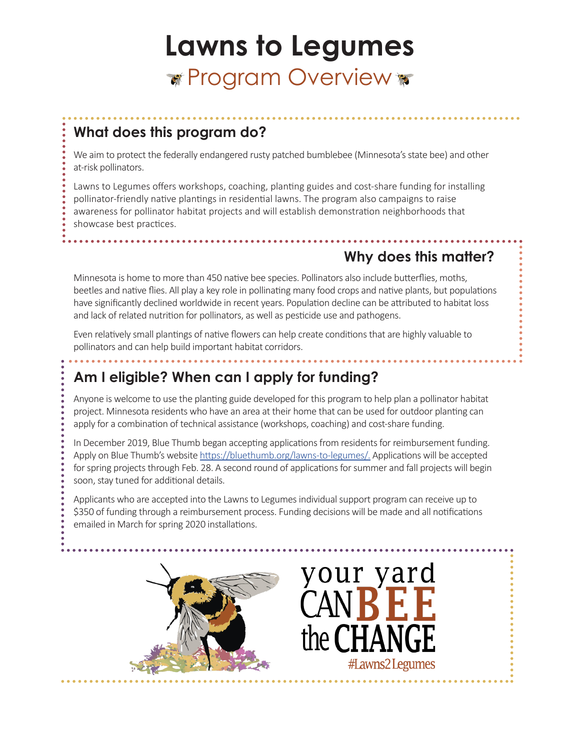# Lawns to Legumes

## Program Overview

### What does this program do?

We aim to protect the federally endangered rusty patched bumblebee (Minnesota's state bee) and other at-risk pollinators.

Lawns to Legumes offers workshops, coaching, planting guides and cost-share funding for installing pollinator-friendly native plantings in residential lawns. The program also campaigns to raise awareness for pollinator habitat projects and will establish demonstration neighborhoods that showcase best practices.

### Why does this matter?

Minnesota is home to more than 450 native bee species. Pollinators also include butterflies, moths, beetles and native flies. All play a key role in pollinating many food crops and native plants, but populations have significantly declined worldwide in recent years. Population decline can be attributed to habitat loss and lack of related nutrition for pollinators, as well as pesticide use and pathogens.

Even relatively small plantings of native flowers can help create conditions that are highly valuable to pollinators and can help build important habitat corridors.

### Am I eligible? When can I apply for funding?

Anyone is welcome to use the planting guide developed for this program to help plan a pollinator habitat project. Minnesota residents who have an area at their home that can be used for outdoor planting can apply for a combination of technical assistance (workshops, coaching) and cost-share funding.

In December 2019, Blue Thumb began accepting applications from residents for reimbursement funding. Apply on Blue Thumb's website https://bluethumb.org/lawns-to-legumes/. Applications will be accepted for spring projects through Feb. 28. A second round of applications for summer and fall projects will begin soon, stay tuned for additional details.

Applicants who are accepted into the Lawns to Legumes individual support program can receive up to $350 of funding through a reimbursement process. Funding decisions will be made and all notifications emailed in March for spring 2020 installations.

your yard CAN BEE the CHANGE

#Lawns2Legumes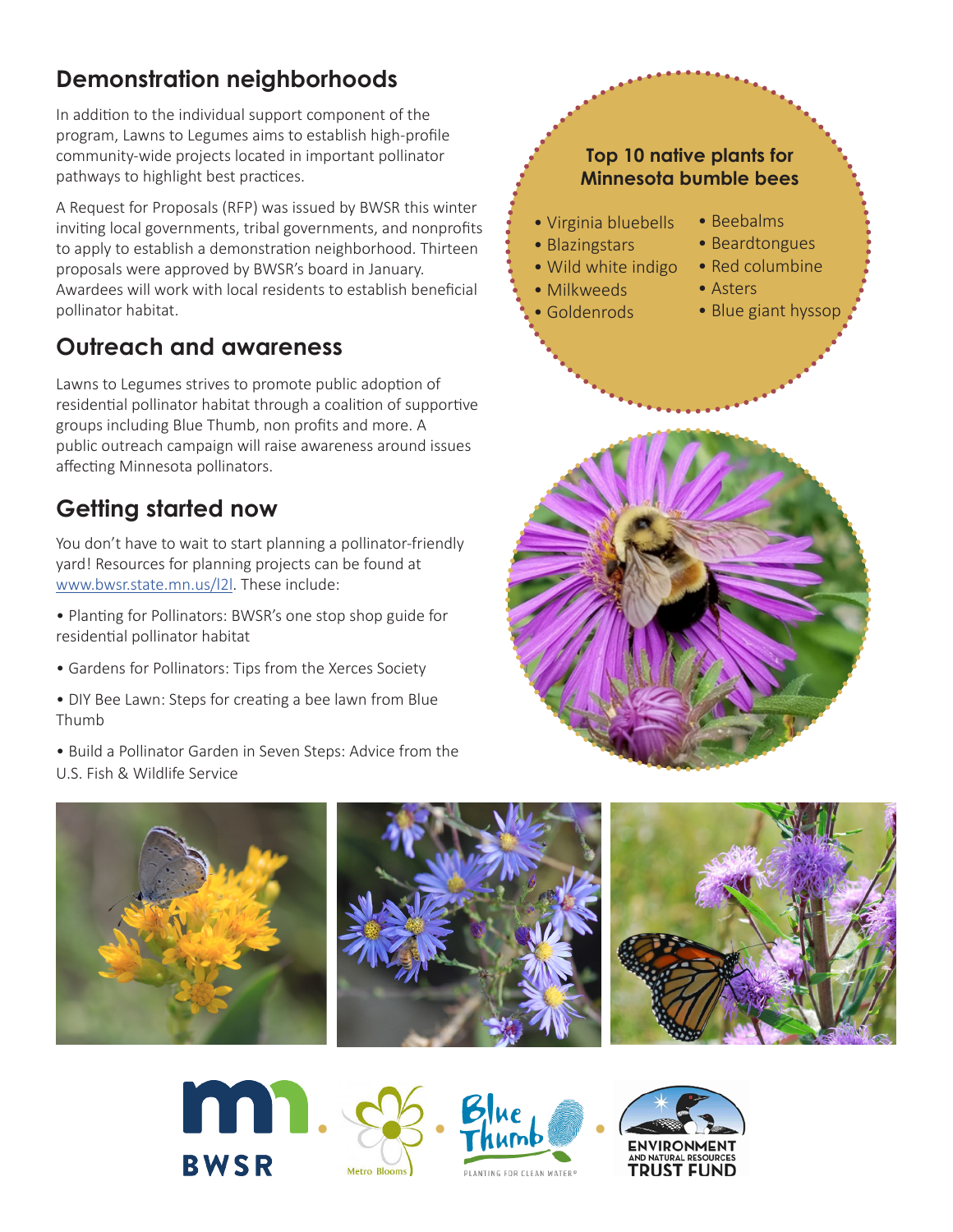## Demonstration neighborhoods

In addition to the individual support component of the program, Lawns to Legumes aims to establish high-profile community-wide projects located in important pollinator pathways to highlight best practices.

A Request for Proposals (RFP) was issued by BWSR this winter inviting local governments, tribal governments, and nonprofits to apply to establish a demonstration neighborhood. Thirteen proposals were approved by BWSR's board in January. Awardees will work with local residents to establish beneficial pollinator habitat.

## Outreach and awareness

Lawns to Legumes strives to promote public adoption of residential pollinator habitat through a coalition of supportive groups including Blue Thumb, non profits and more. A public outreach campaign will raise awareness around issues affecting Minnesota pollinators.

## Getting started now

You don't have to wait to start planning a pollinator-friendly yard! Resources for planning projects can be found at [www.bwsr.state.mn.us/l2l](www.bwsr.state.mn.us/l2l). These include:

- Planting for Pollinators: BWSR's one stop shop guide for residential pollinator habitat
- Gardens for Pollinators: Tips from the Xerces Society
- DIY Bee Lawn: Steps for creating a bee lawn from Blue Thumb
- Build a Pollinator Garden in Seven Steps: Advice from the U.S. Fish & Wildlife Service

### Top 10 native plants for Minnesota bumble bees

- Virginia bluebells
- Blazingstars
- Wild white indigo
- Milkweeds
- Goldenrods
- Beebalms
- Beardtongues
- Red columbine
- Asters
- Blue giant hyssop